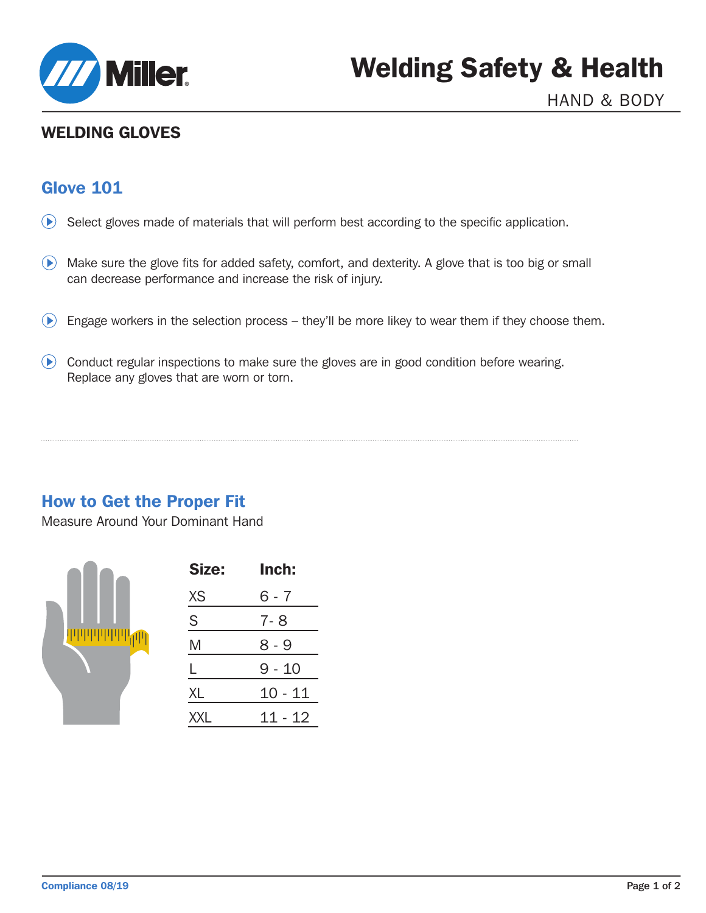# Welding Safety & Health

HAND & BODY

## WELDING GLOVES

### Glove 101

- Select gloves made of materials that will perform best according to the specific application.
- Make sure the glove fits for added safety, comfort, and dexterity. A glove that is too big or small can decrease performance and increase the risk of injury.
- Engage workers in the selection process – they'll be more likey to wear them if they choose them.
- Conduct regular inspections to make sure the gloves are in good condition before wearing. Replace any gloves that are worn or torn.

### How to Get the Proper Fit

Measure Around Your Dominant Hand

| Size: | Inch: |
|---|---|
| XS | 6 - 7 |
| S | 7- 8 |
| M | 8 - 9 |
| L | 9 - 10 |
| XL | 10 - 11 |
| XXL | 11 - 12 |

Compliance 08/19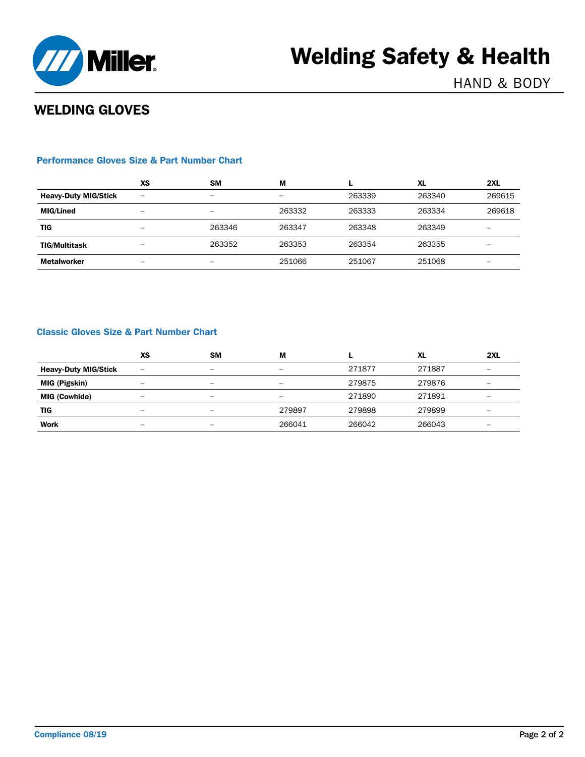## WELDING GLOVES

### Performance Gloves Size & Part Number Chart

| | XS | SM | M | L | XL | 2XL |
|---|---|---|---|---|---|---|
| **Heavy-Duty MIG/Stick** | – | – | – | 263339 | 263340 | 269615 |
| **MIG/Lined** | – | – | 263332 | 263333 | 263334 | 269618 |
| **TIG** | – | 263346 | 263347 | 263348 | 263349 | – |
| **TIG/Multitask** | – | 263352 | 263353 | 263354 | 263355 | – |
| **Metalworker** | – | – | 251066 | 251067 | 251068 | – |

### Classic Gloves Size & Part Number Chart

| | XS | SM | M | L | XL | 2XL |
|---|---|---|---|---|---|---|
| **Heavy-Duty MIG/Stick** | – | – | – | 271877 | 271887 | – |
| **MIG (Pigskin)** | – | – | – | 279875 | 279876 | – |
| **MIG (Cowhide)** | – | – | – | 271890 | 271891 | – |
| **TIG** | – | – | 279897 | 279898 | 279899 | – |
| **Work** | – | – | 266041 | 266042 | 266043 | – |